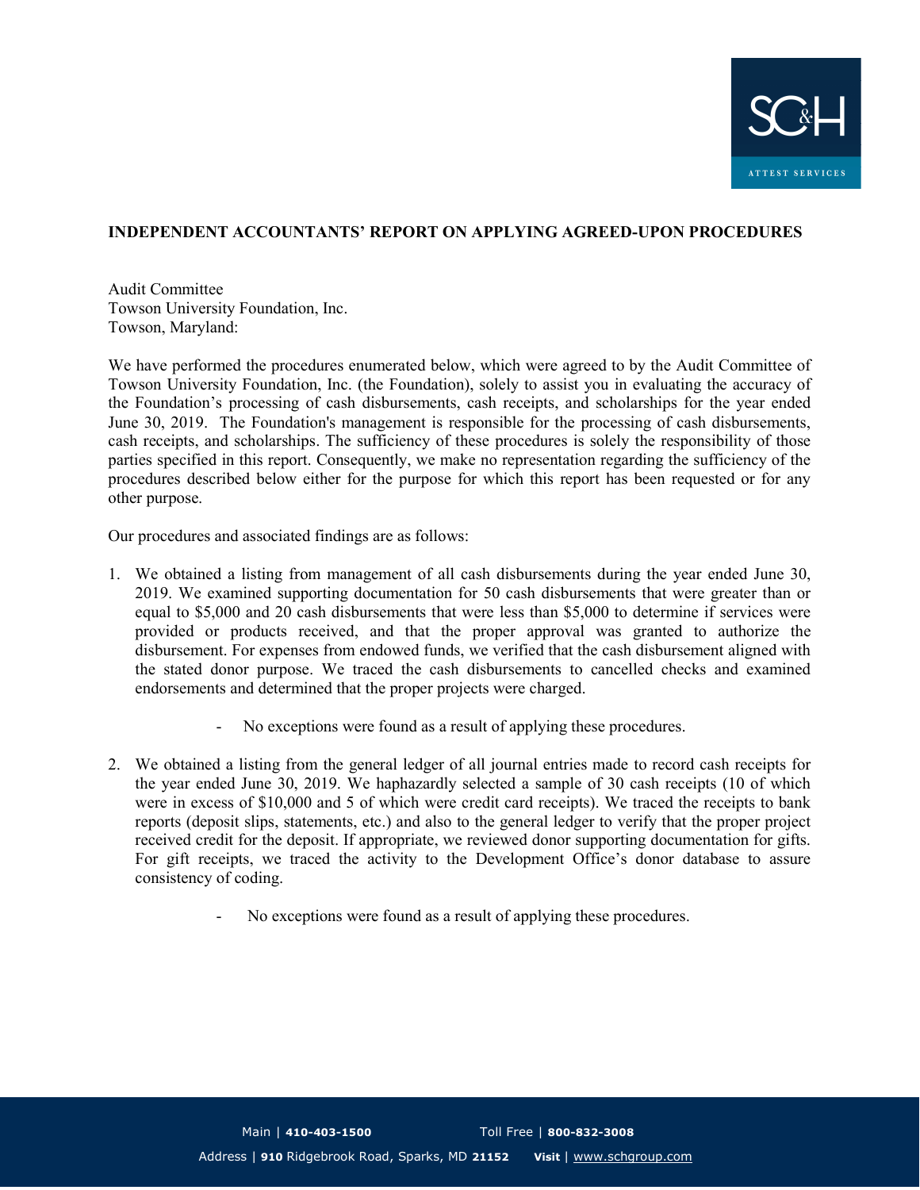## INDEPENDENT ACCOUNTANTS' REPORT ON APPLYING AGREED-UPON PROCEDURES

Audit Committee
Towson University Foundation, Inc.
Towson, Maryland:

We have performed the procedures enumerated below, which were agreed to by the Audit Committee of Towson University Foundation, Inc. (the Foundation), solely to assist you in evaluating the accuracy of the Foundation's processing of cash disbursements, cash receipts, and scholarships for the year ended June 30, 2019. The Foundation's management is responsible for the processing of cash disbursements, cash receipts, and scholarships. The sufficiency of these procedures is solely the responsibility of those parties specified in this report. Consequently, we make no representation regarding the sufficiency of the procedures described below either for the purpose for which this report has been requested or for any other purpose.

Our procedures and associated findings are as follows:

1. We obtained a listing from management of all cash disbursements during the year ended June 30, 2019. We examined supporting documentation for 50 cash disbursements that were greater than or equal to $5,000 and 20 cash disbursements that were less than $5,000 to determine if services were provided or products received, and that the proper approval was granted to authorize the disbursement. For expenses from endowed funds, we verified that the cash disbursement aligned with the stated donor purpose. We traced the cash disbursements to cancelled checks and examined endorsements and determined that the proper projects were charged.

    - No exceptions were found as a result of applying these procedures.

2. We obtained a listing from the general ledger of all journal entries made to record cash receipts for the year ended June 30, 2019. We haphazardly selected a sample of 30 cash receipts (10 of which were in excess of $10,000 and 5 of which were credit card receipts). We traced the receipts to bank reports (deposit slips, statements, etc.) and also to the general ledger to verify that the proper project received credit for the deposit. If appropriate, we reviewed donor supporting documentation for gifts. For gift receipts, we traced the activity to the Development Office's donor database to assure consistency of coding.

    - No exceptions were found as a result of applying these procedures.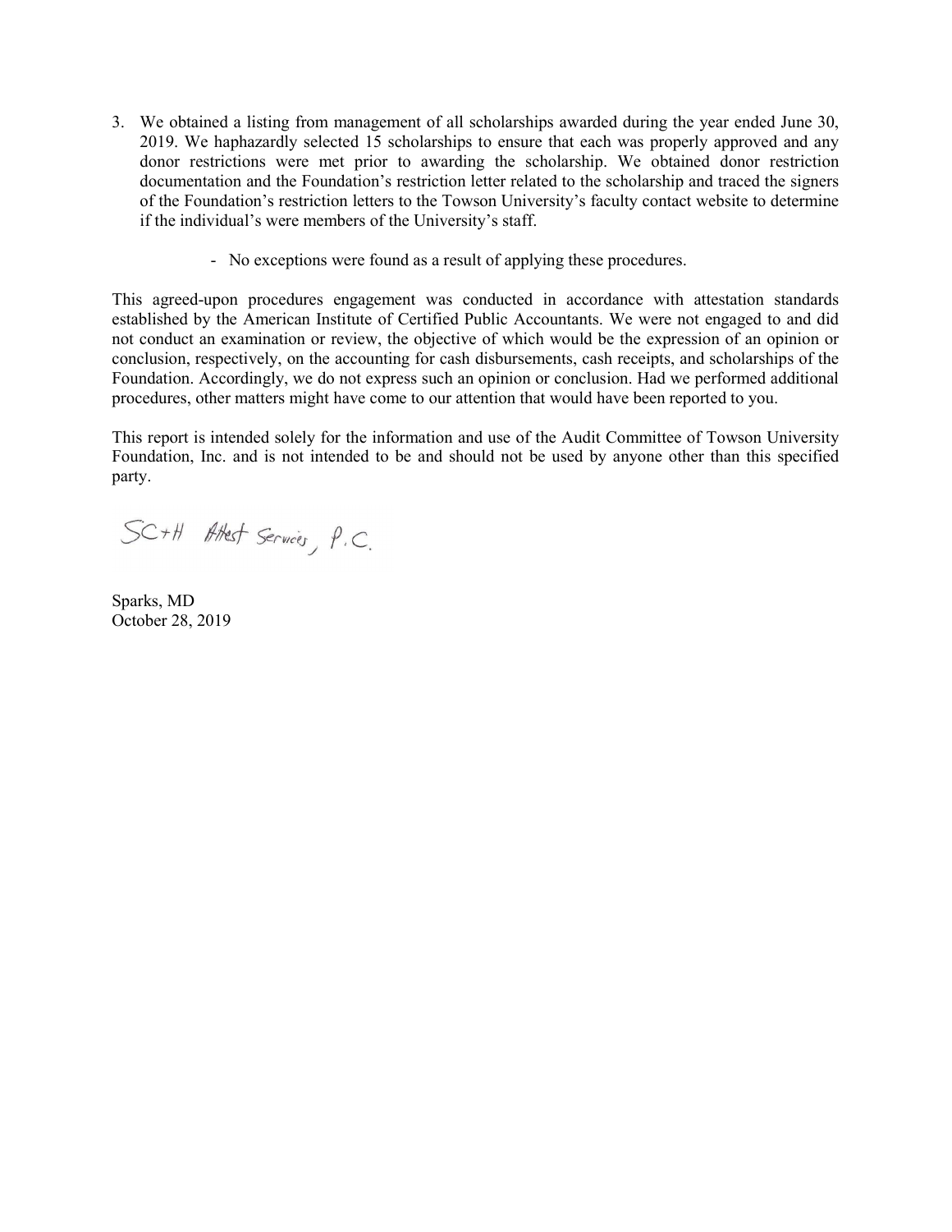3. We obtained a listing from management of all scholarships awarded during the year ended June 30, 2019. We haphazardly selected 15 scholarships to ensure that each was properly approved and any donor restrictions were met prior to awarding the scholarship. We obtained donor restriction documentation and the Foundation's restriction letter related to the scholarship and traced the signers of the Foundation's restriction letters to the Towson University's faculty contact website to determine if the individual's were members of the University's staff.

    - No exceptions were found as a result of applying these procedures.

This agreed-upon procedures engagement was conducted in accordance with attestation standards established by the American Institute of Certified Public Accountants. We were not engaged to and did not conduct an examination or review, the objective of which would be the expression of an opinion or conclusion, respectively, on the accounting for cash disbursements, cash receipts, and scholarships of the Foundation. Accordingly, we do not express such an opinion or conclusion. Had we performed additional procedures, other matters might have come to our attention that would have been reported to you.

This report is intended solely for the information and use of the Audit Committee of Towson University Foundation, Inc. and is not intended to be and should not be used by anyone other than this specified party.

SC+H Attest Services, P.C.

Sparks, MD
October 28, 2019